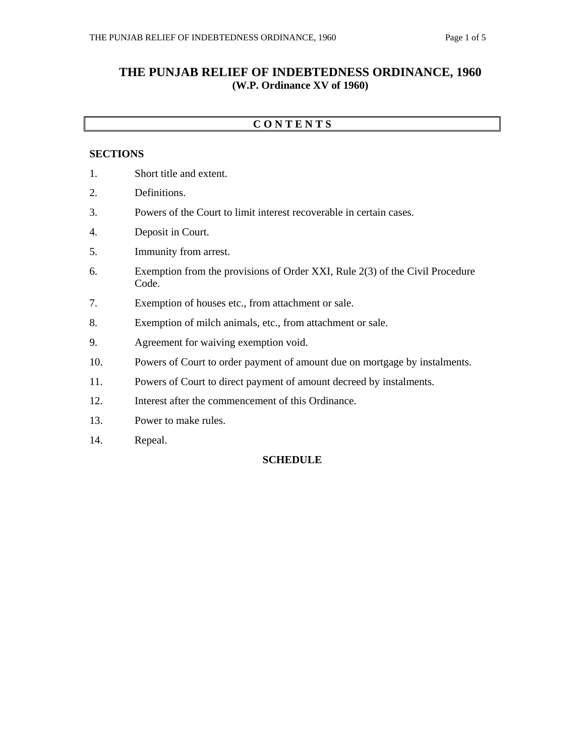# THE PUNJAB RELIEF OF INDEBTEDNESS ORDINANCE, 1960

**(W.P. Ordinance XV of 1960)**

## C O N T E N T S

**SECTIONS**

1. Short title and extent.
2. Definitions.
3. Powers of the Court to limit interest recoverable in certain cases.
4. Deposit in Court.
5. Immunity from arrest.
6. Exemption from the provisions of Order XXI, Rule 2(3) of the Civil Procedure Code.
7. Exemption of houses etc., from attachment or sale.
8. Exemption of milch animals, etc., from attachment or sale.
9. Agreement for waiving exemption void.
10. Powers of Court to order payment of amount due on mortgage by instalments.
11. Powers of Court to direct payment of amount decreed by instalments.
12. Interest after the commencement of this Ordinance.
13. Power to make rules.
14. Repeal.

**SCHEDULE**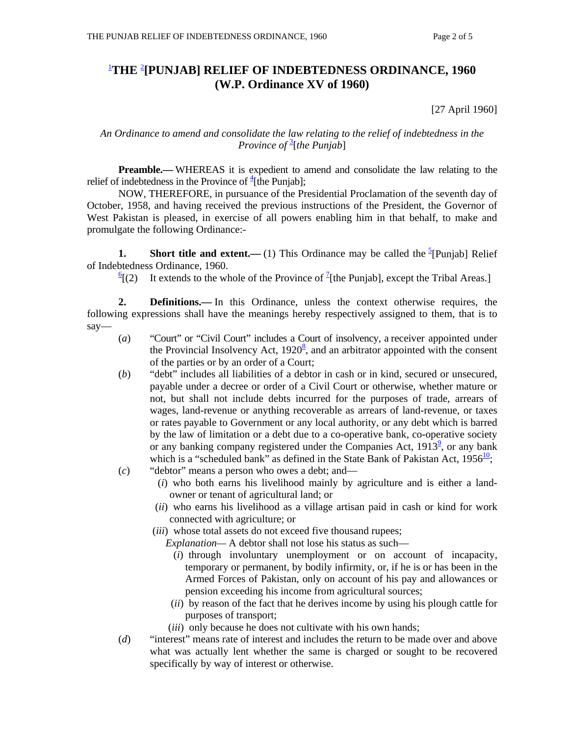# [1]THE [2][PUNJAB] RELIEF OF INDEBTEDNESS ORDINANCE, 1960
## (W.P. Ordinance XV of 1960)

[27 April 1960]

*An Ordinance to amend and consolidate the law relating to the relief of indebtedness in the Province of* [3][*the Punjab*]

**Preamble.—** WHEREAS it is expedient to amend and consolidate the law relating to the relief of indebtedness in the Province of [4][the Punjab];

NOW, THEREFORE, in pursuance of the Presidential Proclamation of the seventh day of October, 1958, and having received the previous instructions of the President, the Governor of West Pakistan is pleased, in exercise of all powers enabling him in that behalf, to make and promulgate the following Ordinance:-

**1. Short title and extent.—** (1) This Ordinance may be called the [5][Punjab] Relief of Indebtedness Ordinance, 1960.

[6][(2) It extends to the whole of the Province of [7][the Punjab], except the Tribal Areas.]

**2. Definitions.—** In this Ordinance, unless the context otherwise requires, the following expressions shall have the meanings hereby respectively assigned to them, that is to say—

(*a*) "Court" or "Civil Court" includes a Court of insolvency, a receiver appointed under the Provincial Insolvency Act, 1920[8], and an arbitrator appointed with the consent of the parties or by an order of a Court;

(*b*) "debt" includes all liabilities of a debtor in cash or in kind, secured or unsecured, payable under a decree or order of a Civil Court or otherwise, whether mature or not, but shall not include debts incurred for the purposes of trade, arrears of wages, land-revenue or anything recoverable as arrears of land-revenue, or taxes or rates payable to Government or any local authority, or any debt which is barred by the law of limitation or a debt due to a co-operative bank, co-operative society or any banking company registered under the Companies Act, 1913[9], or any bank which is a "scheduled bank" as defined in the State Bank of Pakistan Act, 1956[10];

(*c*) "debtor" means a person who owes a debt; and—

(*i*) who both earns his livelihood mainly by agriculture and is either a land-owner or tenant of agricultural land; or

(*ii*) who earns his livelihood as a village artisan paid in cash or kind for work connected with agriculture; or

(*iii*) whose total assets do not exceed five thousand rupees;

*Explanation*— A debtor shall not lose his status as such—

(*i*) through involuntary unemployment or on account of incapacity, temporary or permanent, by bodily infirmity, or, if he is or has been in the Armed Forces of Pakistan, only on account of his pay and allowances or pension exceeding his income from agricultural sources;

(*ii*) by reason of the fact that he derives income by using his plough cattle for purposes of transport;

(*iii*) only because he does not cultivate with his own hands;

(*d*) "interest" means rate of interest and includes the return to be made over and above what was actually lent whether the same is charged or sought to be recovered specifically by way of interest or otherwise.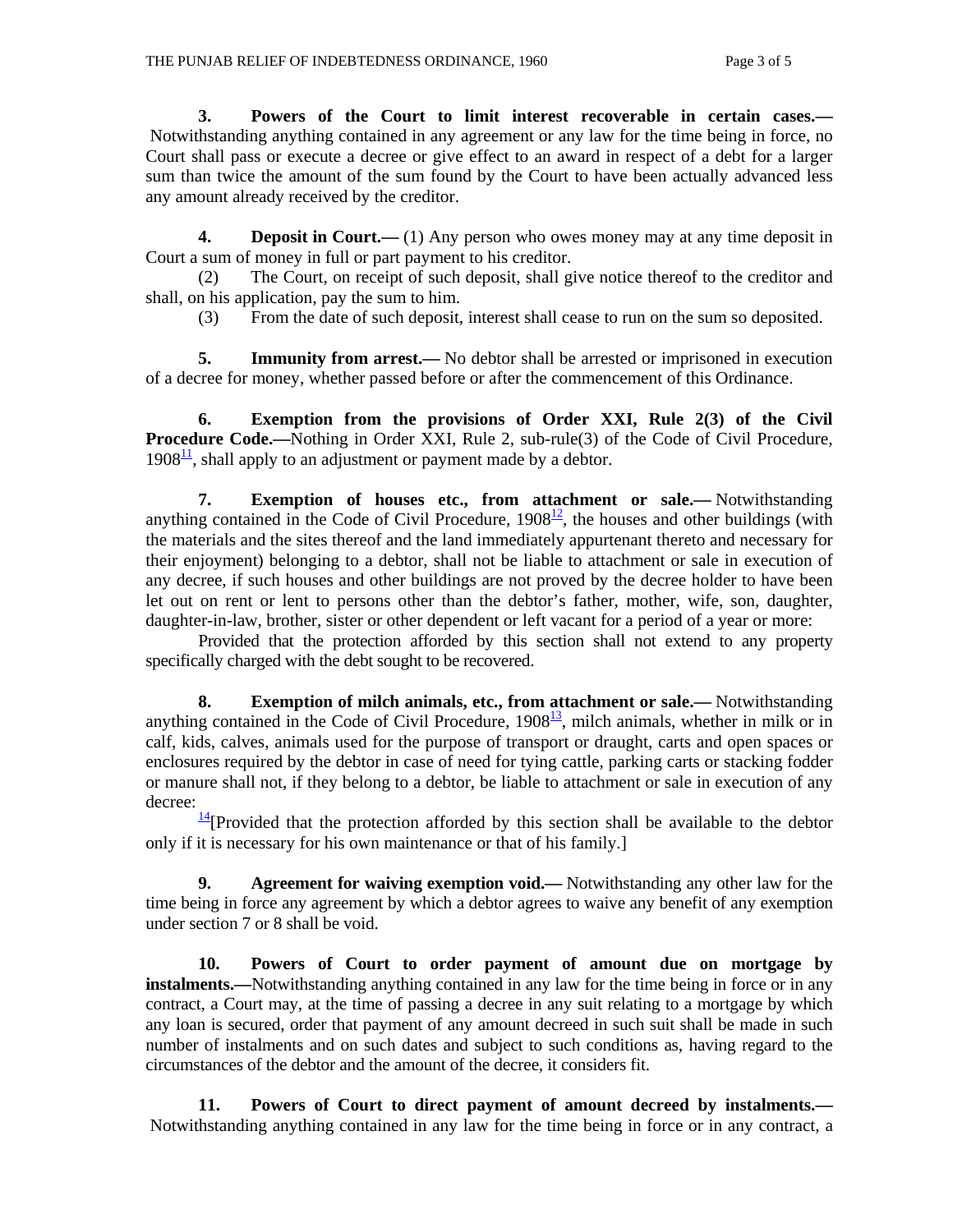**3. Powers of the Court to limit interest recoverable in certain cases.—** Notwithstanding anything contained in any agreement or any law for the time being in force, no Court shall pass or execute a decree or give effect to an award in respect of a debt for a larger sum than twice the amount of the sum found by the Court to have been actually advanced less any amount already received by the creditor.

**4. Deposit in Court.—** (1) Any person who owes money may at any time deposit in Court a sum of money in full or part payment to his creditor.

(2) The Court, on receipt of such deposit, shall give notice thereof to the creditor and shall, on his application, pay the sum to him.

(3) From the date of such deposit, interest shall cease to run on the sum so deposited.

**5. Immunity from arrest.—** No debtor shall be arrested or imprisoned in execution of a decree for money, whether passed before or after the commencement of this Ordinance.

**6. Exemption from the provisions of Order XXI, Rule 2(3) of the Civil Procedure Code.—**Nothing in Order XXI, Rule 2, sub-rule(3) of the Code of Civil Procedure, 1908[11], shall apply to an adjustment or payment made by a debtor.

**7. Exemption of houses etc., from attachment or sale.—** Notwithstanding anything contained in the Code of Civil Procedure, 1908[12], the houses and other buildings (with the materials and the sites thereof and the land immediately appurtenant thereto and necessary for their enjoyment) belonging to a debtor, shall not be liable to attachment or sale in execution of any decree, if such houses and other buildings are not proved by the decree holder to have been let out on rent or lent to persons other than the debtor's father, mother, wife, son, daughter, daughter-in-law, brother, sister or other dependent or left vacant for a period of a year or more:

Provided that the protection afforded by this section shall not extend to any property specifically charged with the debt sought to be recovered.

**8. Exemption of milch animals, etc., from attachment or sale.—** Notwithstanding anything contained in the Code of Civil Procedure, 1908[13], milch animals, whether in milk or in calf, kids, calves, animals used for the purpose of transport or draught, carts and open spaces or enclosures required by the debtor in case of need for tying cattle, parking carts or stacking fodder or manure shall not, if they belong to a debtor, be liable to attachment or sale in execution of any decree:

[14][Provided that the protection afforded by this section shall be available to the debtor only if it is necessary for his own maintenance or that of his family.]

**9. Agreement for waiving exemption void.—** Notwithstanding any other law for the time being in force any agreement by which a debtor agrees to waive any benefit of any exemption under section 7 or 8 shall be void.

**10. Powers of Court to order payment of amount due on mortgage by instalments.—**Notwithstanding anything contained in any law for the time being in force or in any contract, a Court may, at the time of passing a decree in any suit relating to a mortgage by which any loan is secured, order that payment of any amount decreed in such suit shall be made in such number of instalments and on such dates and subject to such conditions as, having regard to the circumstances of the debtor and the amount of the decree, it considers fit.

**11. Powers of Court to direct payment of amount decreed by instalments.—** Notwithstanding anything contained in any law for the time being in force or in any contract, a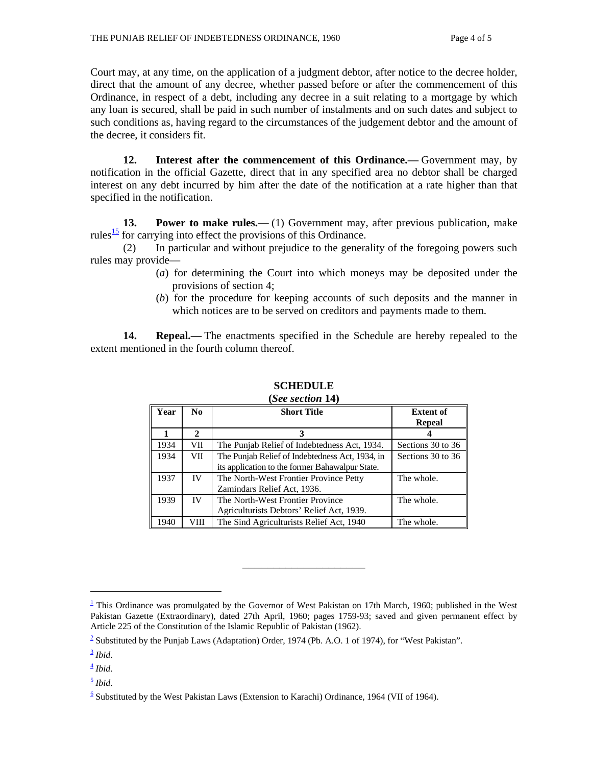Court may, at any time, on the application of a judgment debtor, after notice to the decree holder, direct that the amount of any decree, whether passed before or after the commencement of this Ordinance, in respect of a debt, including any decree in a suit relating to a mortgage by which any loan is secured, shall be paid in such number of instalments and on such dates and subject to such conditions as, having regard to the circumstances of the judgement debtor and the amount of the decree, it considers fit.

**12. Interest after the commencement of this Ordinance.—** Government may, by notification in the official Gazette, direct that in any specified area no debtor shall be charged interest on any debt incurred by him after the date of the notification at a rate higher than that specified in the notification.

**13. Power to make rules.—** (1) Government may, after previous publication, make rules[15] for carrying into effect the provisions of this Ordinance.

(2) In particular and without prejudice to the generality of the foregoing powers such rules may provide—

(*a*) for determining the Court into which moneys may be deposited under the provisions of section 4;

(*b*) for the procedure for keeping accounts of such deposits and the manner in which notices are to be served on creditors and payments made to them.

**14. Repeal.—** The enactments specified in the Schedule are hereby repealed to the extent mentioned in the fourth column thereof.

**SCHEDULE**

**(*See section* 14)**

| Year | No | Short Title | Extent of Repeal |
|---|---|---|---|
| **1** | **2** | **3** | **4** |
| 1934 | VII | The Punjab Relief of Indebtedness Act, 1934. | Sections 30 to 36 |
| 1934 | VII | The Punjab Relief of Indebtedness Act, 1934, in its application to the former Bahawalpur State. | Sections 30 to 36 |
| 1937 | IV | The North-West Frontier Province Petty Zamindars Relief Act, 1936. | The whole. |
| 1939 | IV | The North-West Frontier Province Agriculturists Debtors' Relief Act, 1939. | The whole. |
| 1940 | VIII | The Sind Agriculturists Relief Act, 1940 | The whole. |

---

[1] This Ordinance was promulgated by the Governor of West Pakistan on 17th March, 1960; published in the West Pakistan Gazette (Extraordinary), dated 27th April, 1960; pages 1759-93; saved and given permanent effect by Article 225 of the Constitution of the Islamic Republic of Pakistan (1962).

[2] Substituted by the Punjab Laws (Adaptation) Order, 1974 (Pb. A.O. 1 of 1974), for "West Pakistan".

[3] *Ibid*.

[4] *Ibid*.

[5] *Ibid*.

[6] Substituted by the West Pakistan Laws (Extension to Karachi) Ordinance, 1964 (VII of 1964).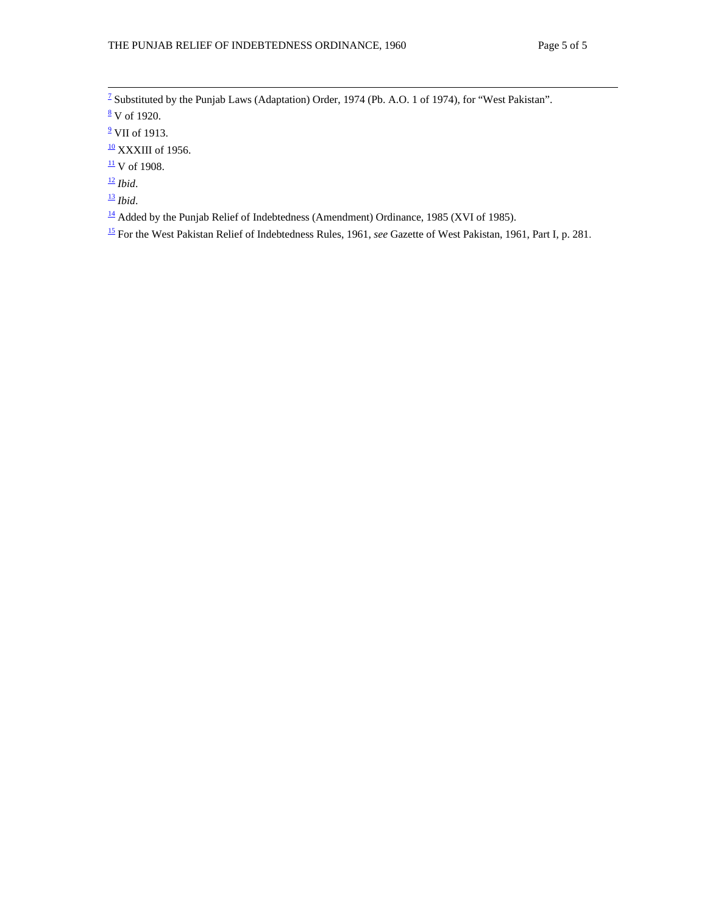[7] Substituted by the Punjab Laws (Adaptation) Order, 1974 (Pb. A.O. 1 of 1974), for “West Pakistan”.

[8] V of 1920.

[9] VII of 1913.

[10] XXXIII of 1956.

[11] V of 1908.

[12] *Ibid*.

[13] *Ibid*.

[14] Added by the Punjab Relief of Indebtedness (Amendment) Ordinance, 1985 (XVI of 1985).

[15] For the West Pakistan Relief of Indebtedness Rules, 1961, *see* Gazette of West Pakistan, 1961, Part I, p. 281.